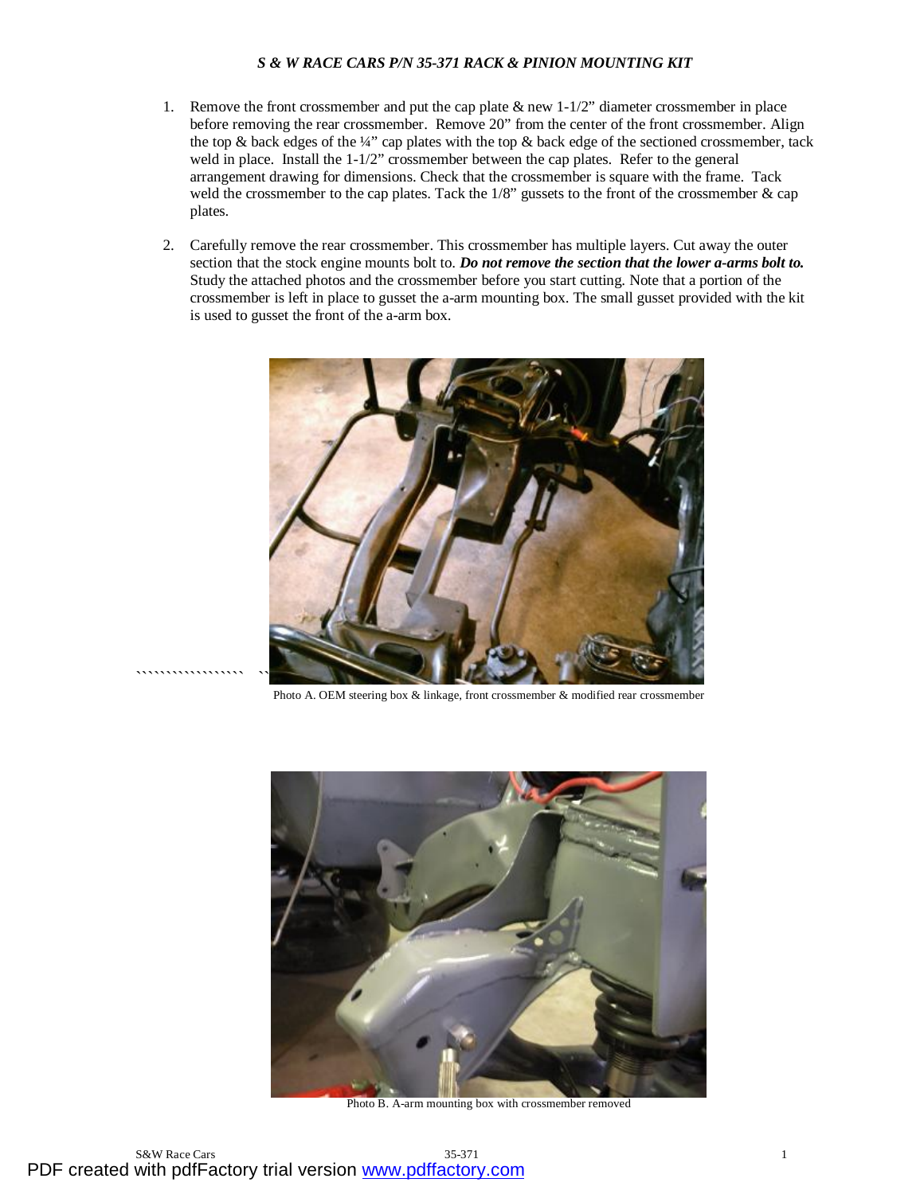*S & W RACE CARS P/N 35-371 RACK & PINION MOUNTING KIT*

1. Remove the front crossmember and put the cap plate & new 1-1/2" diameter crossmember in place before removing the rear crossmember. Remove 20" from the center of the front crossmember. Align the top & back edges of the ¼" cap plates with the top & back edge of the sectioned crossmember, tack weld in place. Install the 1-1/2" crossmember between the cap plates. Refer to the general arrangement drawing for dimensions. Check that the crossmember is square with the frame. Tack weld the crossmember to the cap plates. Tack the 1/8" gussets to the front of the crossmember & cap plates.

2. Carefully remove the rear crossmember. This crossmember has multiple layers. Cut away the outer section that the stock engine mounts bolt to. ***Do not remove the section that the lower a-arms bolt to.*** Study the attached photos and the crossmember before you start cutting. Note that a portion of the crossmember is left in place to gusset the a-arm mounting box. The small gusset provided with the kit is used to gusset the front of the a-arm box.

Photo A. OEM steering box & linkage, front crossmember & modified rear crossmember

Photo B. A-arm mounting box with crossmember removed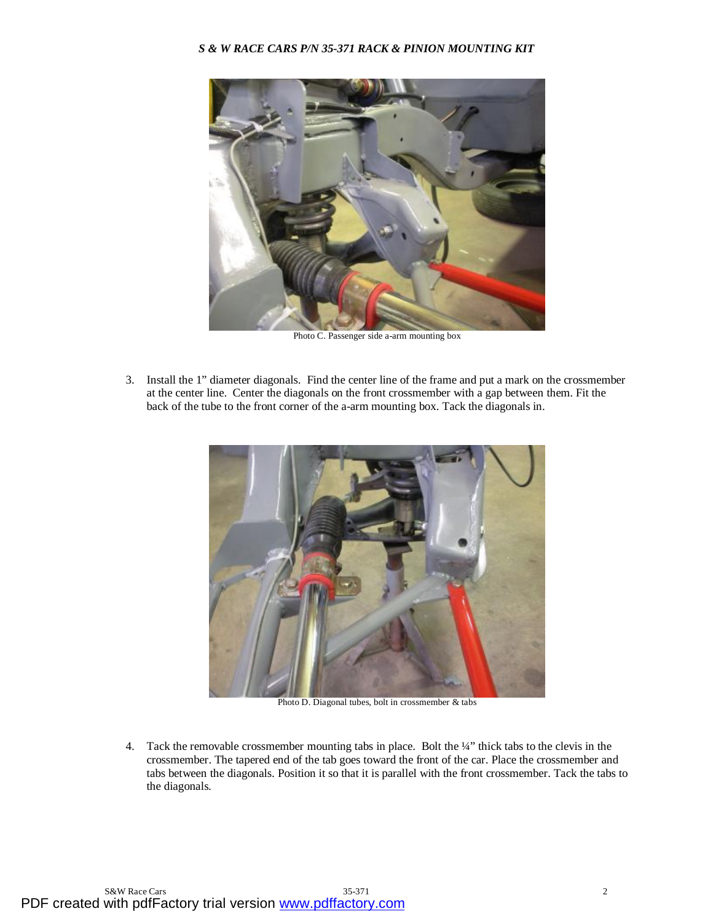Photo C. Passenger side a-arm mounting box

3. Install the 1” diameter diagonals. Find the center line of the frame and put a mark on the crossmember at the center line. Center the diagonals on the front crossmember with a gap between them. Fit the back of the tube to the front corner of the a-arm mounting box. Tack the diagonals in.

Photo D. Diagonal tubes, bolt in crossmember & tabs

4. Tack the removable crossmember mounting tabs in place. Bolt the ¼” thick tabs to the clevis in the crossmember. The tapered end of the tab goes toward the front of the car. Place the crossmember and tabs between the diagonals. Position it so that it is parallel with the front crossmember. Tack the tabs to the diagonals.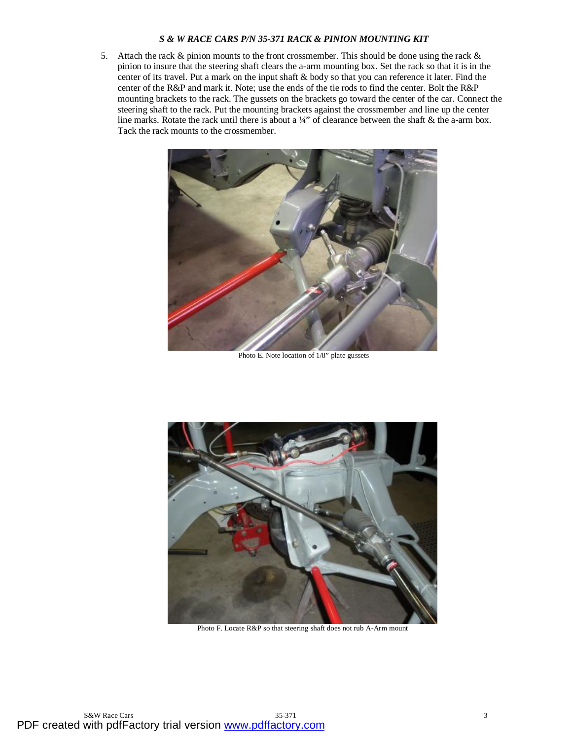5. Attach the rack & pinion mounts to the front crossmember. This should be done using the rack & pinion to insure that the steering shaft clears the a-arm mounting box. Set the rack so that it is in the center of its travel. Put a mark on the input shaft & body so that you can reference it later. Find the center of the R&P and mark it. Note; use the ends of the tie rods to find the center. Bolt the R&P mounting brackets to the rack. The gussets on the brackets go toward the center of the car. Connect the steering shaft to the rack. Put the mounting brackets against the crossmember and line up the center line marks. Rotate the rack until there is about a ¼" of clearance between the shaft & the a-arm box. Tack the rack mounts to the crossmember.

Photo E. Note location of 1/8" plate gussets

Photo F. Locate R&P so that steering shaft does not rub A-Arm mount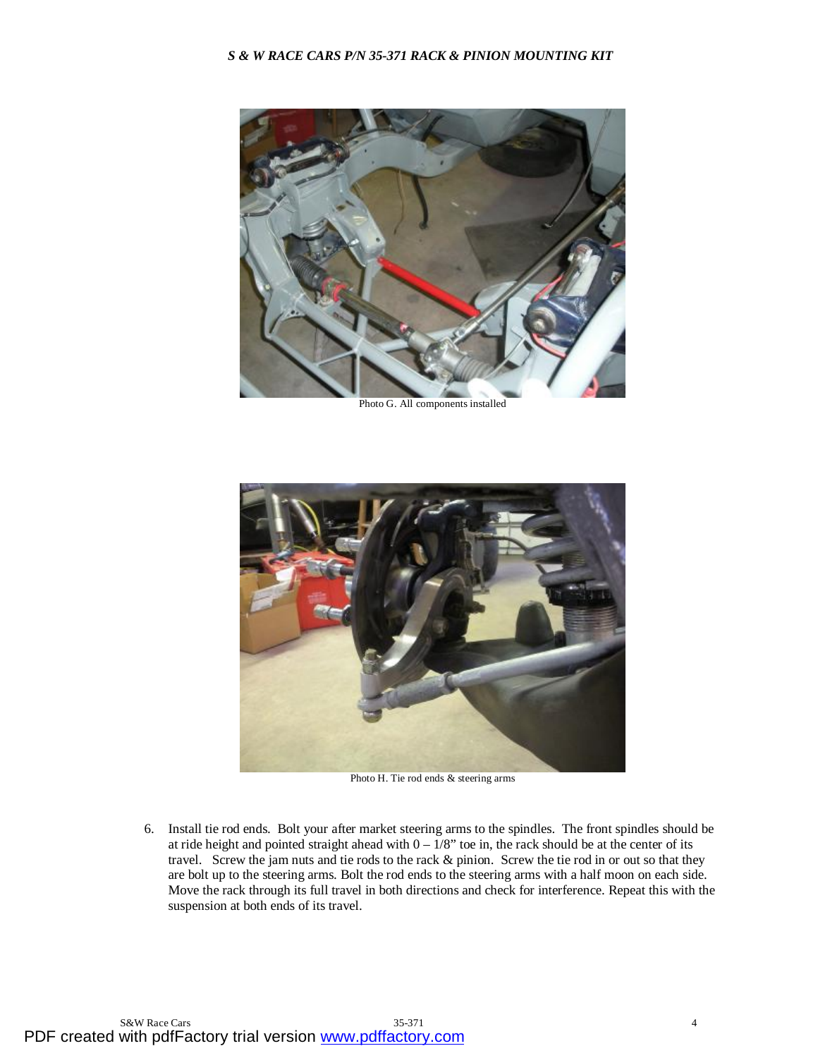Photo G. All components installed

Photo H. Tie rod ends & steering arms

6. Install tie rod ends. Bolt your after market steering arms to the spindles. The front spindles should be at ride height and pointed straight ahead with 0 – 1/8" toe in, the rack should be at the center of its travel. Screw the jam nuts and tie rods to the rack & pinion. Screw the tie rod in or out so that they are bolt up to the steering arms. Bolt the rod ends to the steering arms with a half moon on each side. Move the rack through its full travel in both directions and check for interference. Repeat this with the suspension at both ends of its travel.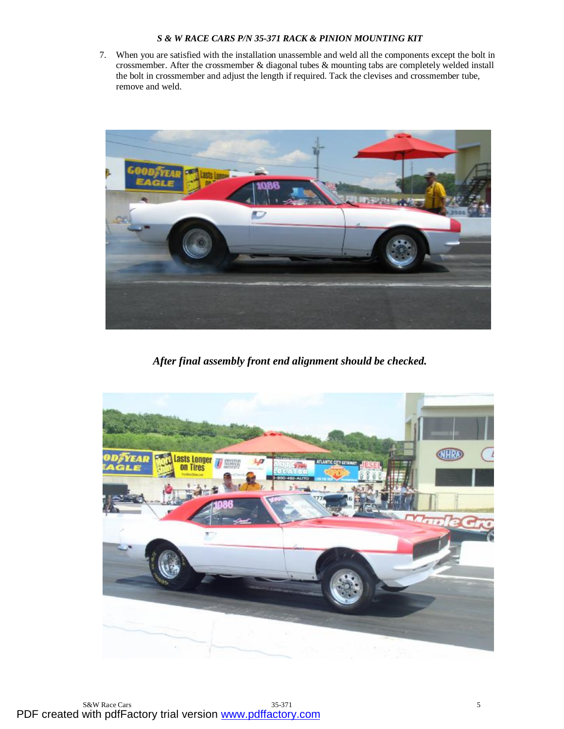*S & W RACE CARS P/N 35-371 RACK & PINION MOUNTING KIT*

7. When you are satisfied with the installation unassemble and weld all the components except the bolt in crossmember. After the crossmember & diagonal tubes & mounting tabs are completely welded install the bolt in crossmember and adjust the length if required. Tack the clevises and crossmember tube, remove and weld.

***After final assembly front end alignment should be checked.***